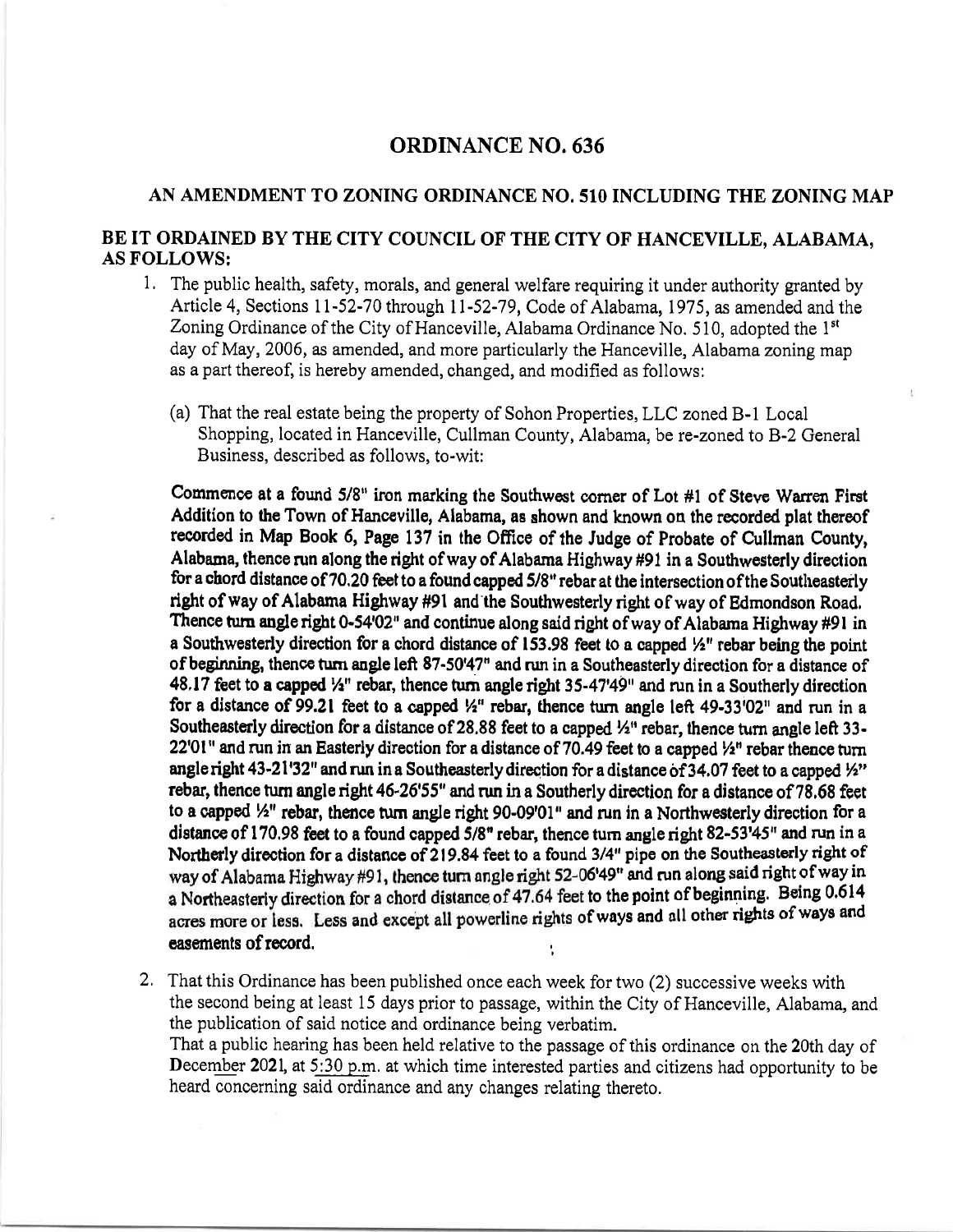# ORDINANCE NO. 636

## AN AMENDMENT TO ZONING ORDINANCE NO. 510 INCLUDING THE ZONING MAP

## BE IT ORDAINED BY THE CITY COUNCIL OF THE CITY OF HANCEVILLE, ALABAMA, AS FOLLOWS:

1. The public health, safety, morals, and general welfare requiring it under authority granted by Article 4, Sections 11-52-70 through 11-52-79, Code of Alabama, 1975, as amended and the Zoning Ordinance of the City of Hanceville, Alabama Ordinance No. 510, adopted the 1st day of May, 2006, as amended, and more particularly the Hanceville, Alabama zoning map as a part thereof, is hereby amended, changed, and modified as follows:

   (a) That the real estate being the property of Sohon Properties, LLC zoned B-1 Local Shopping, located in Hanceville, Cullman County, Alabama, be re-zoned to B-2 General Business, described as follows, to-wit:

   **Commence at a found 5/8" iron marking the Southwest corner of Lot #1 of Steve Warren First Addition to the Town of Hanceville, Alabama, as shown and known on the recorded plat thereof recorded in Map Book 6, Page 137 in the Office of the Judge of Probate of Cullman County, Alabama, thence run along the right of way of Alabama Highway #91 in a Southwesterly direction for a chord distance of 70.20 feet to a found capped 5/8" rebar at the intersection of the Southeasterly right of way of Alabama Highway #91 and the Southwesterly right of way of Edmondson Road. Thence turn angle right 0-54'02" and continue along said right of way of Alabama Highway #91 in a Southwesterly direction for a chord distance of 153.98 feet to a capped ½" rebar being the point of beginning, thence turn angle left 87-50'47" and run in a Southeasterly direction for a distance of 48.17 feet to a capped ½" rebar, thence turn angle right 35-47'49" and run in a Southerly direction for a distance of 99.21 feet to a capped ½" rebar, thence turn angle left 49-33'02" and run in a Southeasterly direction for a distance of 28.88 feet to a capped ½" rebar, thence turn angle left 33-22'01" and run in an Easterly direction for a distance of 70.49 feet to a capped ½" rebar thence turn angle right 43-21'32" and run in a Southeasterly direction for a distance of 34.07 feet to a capped ½" rebar, thence turn angle right 46-26'55" and run in a Southerly direction for a distance of 78.68 feet to a capped ½" rebar, thence turn angle right 90-09'01" and run in a Northwesterly direction for a distance of 170.98 feet to a found capped 5/8" rebar, thence turn angle right 82-53'45" and run in a Northerly direction for a distance of 219.84 feet to a found 3/4" pipe on the Southeasterly right of way of Alabama Highway #91, thence turn angle right 52-06'49" and run along said right of way in a Northeasterly direction for a chord distance of 47.64 feet to the point of beginning. Being 0.614 acres more or less. Less and except all powerline rights of ways and all other rights of ways and easements of record.**

2. That this Ordinance has been published once each week for two (2) successive weeks with the second being at least 15 days prior to passage, within the City of Hanceville, Alabama, and the publication of said notice and ordinance being verbatim.
   That a public hearing has been held relative to the passage of this ordinance on the 20th day of December 2021, at 5:30 p.m. at which time interested parties and citizens had opportunity to be heard concerning said ordinance and any changes relating thereto.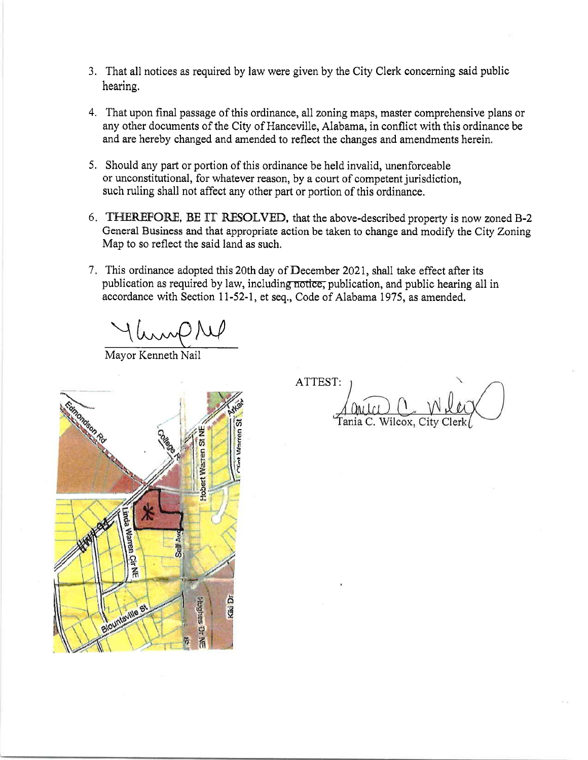3. That all notices as required by law were given by the City Clerk concerning said public hearing.

4. That upon final passage of this ordinance, all zoning maps, master comprehensive plans or any other documents of the City of Hanceville, Alabama, in conflict with this ordinance be and are hereby changed and amended to reflect the changes and amendments herein.

5. Should any part or portion of this ordinance be held invalid, unenforceable or unconstitutional, for whatever reason, by a court of competent jurisdiction, such ruling shall not affect any other part or portion of this ordinance.

6. **THEREFORE, BE IT RESOLVED**, that the above-described property is now zoned B-2 General Business and that appropriate action be taken to change and modify the City Zoning Map to so reflect the said land as such.

7. This ordinance adopted this 20th day of December 2021, shall take effect after its publication as required by law, including ~~notice,~~ publication, and public hearing all in accordance with Section 11-52-1, et seq., Code of Alabama 1975, as amended.

Mayor Kenneth Nail

ATTEST:

Tania C. Wilcox, City Clerk

Edmondson Rd
College
Hobert Warren St NE
Arkad
Clint Warren St
Linda Warren Cir NE
Self Ave
Blountsville St
Hughes Dr NE
Kiki Dr